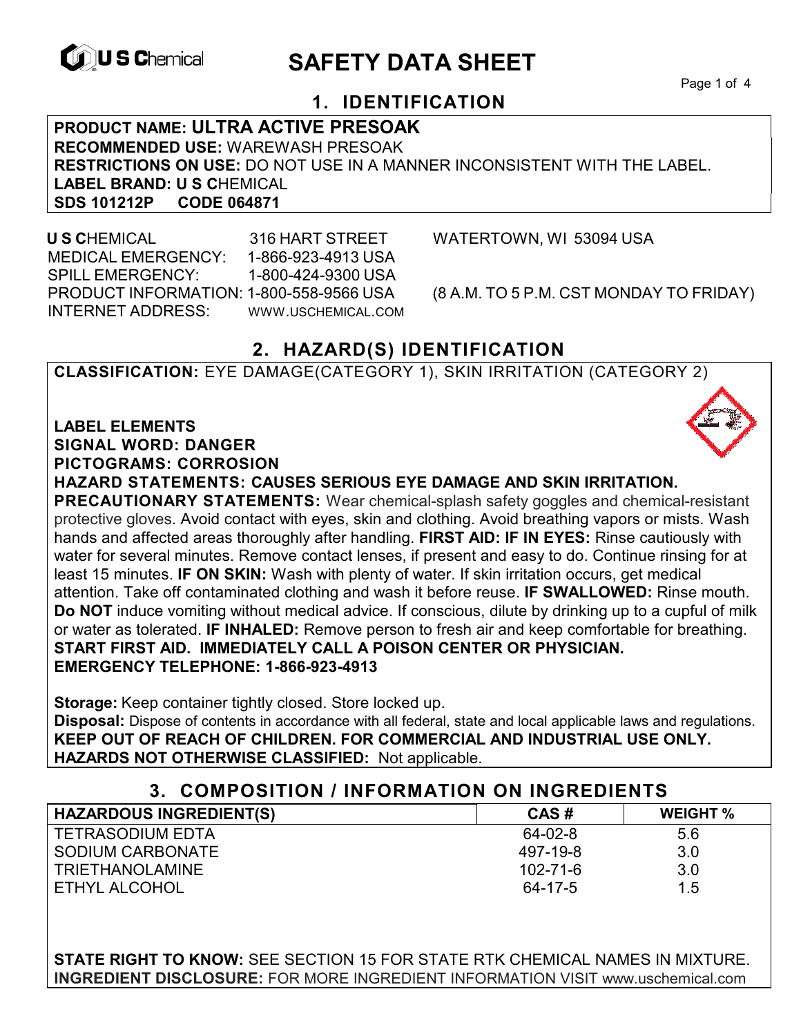# SAFETY DATA SHEET

## 1. IDENTIFICATION

**PRODUCT NAME: ULTRA ACTIVE PRESOAK**
**RECOMMENDED USE:** WAREWASH PRESOAK
**RESTRICTIONS ON USE:** DO NOT USE IN A MANNER INCONSISTENT WITH THE LABEL.
**LABEL BRAND: U S C**HEMICAL
**SDS 101212P CODE 064871**

**U S C**HEMICAL 316 HART STREET WATERTOWN, WI 53094 USA
MEDICAL EMERGENCY: 1-866-923-4913 USA
SPILL EMERGENCY: 1-800-424-9300 USA
PRODUCT INFORMATION: 1-800-558-9566 USA (8 A.M. TO 5 P.M. CST MONDAY TO FRIDAY)
INTERNET ADDRESS: WWW.USCHEMICAL.COM

## 2. HAZARD(S) IDENTIFICATION

**CLASSIFICATION:** EYE DAMAGE(CATEGORY 1), SKIN IRRITATION (CATEGORY 2)

**LABEL ELEMENTS**
**SIGNAL WORD: DANGER**
**PICTOGRAMS: CORROSION**
**HAZARD STATEMENTS: CAUSES SERIOUS EYE DAMAGE AND SKIN IRRITATION.**
**PRECAUTIONARY STATEMENTS:** Wear chemical-splash safety goggles and chemical-resistant protective gloves. Avoid contact with eyes, skin and clothing. Avoid breathing vapors or mists. Wash hands and affected areas thoroughly after handling. **FIRST AID: IF IN EYES:** Rinse cautiously with water for several minutes. Remove contact lenses, if present and easy to do. Continue rinsing for at least 15 minutes. **IF ON SKIN:** Wash with plenty of water. If skin irritation occurs, get medical attention. Take off contaminated clothing and wash it before reuse. **IF SWALLOWED:** Rinse mouth. **Do NOT** induce vomiting without medical advice. If conscious, dilute by drinking up to a cupful of milk or water as tolerated. **IF INHALED:** Remove person to fresh air and keep comfortable for breathing.
**START FIRST AID. IMMEDIATELY CALL A POISON CENTER OR PHYSICIAN.**
**EMERGENCY TELEPHONE: 1-866-923-4913**

**Storage:** Keep container tightly closed. Store locked up.
**Disposal:** Dispose of contents in accordance with all federal, state and local applicable laws and regulations.
**KEEP OUT OF REACH OF CHILDREN. FOR COMMERCIAL AND INDUSTRIAL USE ONLY.**
**HAZARDS NOT OTHERWISE CLASSIFIED:** Not applicable.

## 3. COMPOSITION / INFORMATION ON INGREDIENTS

| HAZARDOUS INGREDIENT(S) | CAS # | WEIGHT % |
|---|---|---|
| TETRASODIUM EDTA | 64-02-8 | 5.6 |
| SODIUM CARBONATE | 497-19-8 | 3.0 |
| TRIETHANOLAMINE | 102-71-6 | 3.0 |
| ETHYL ALCOHOL | 64-17-5 | 1.5 |

**STATE RIGHT TO KNOW:** SEE SECTION 15 FOR STATE RTK CHEMICAL NAMES IN MIXTURE.
**INGREDIENT DISCLOSURE:** FOR MORE INGREDIENT INFORMATION VISIT www.uschemical.com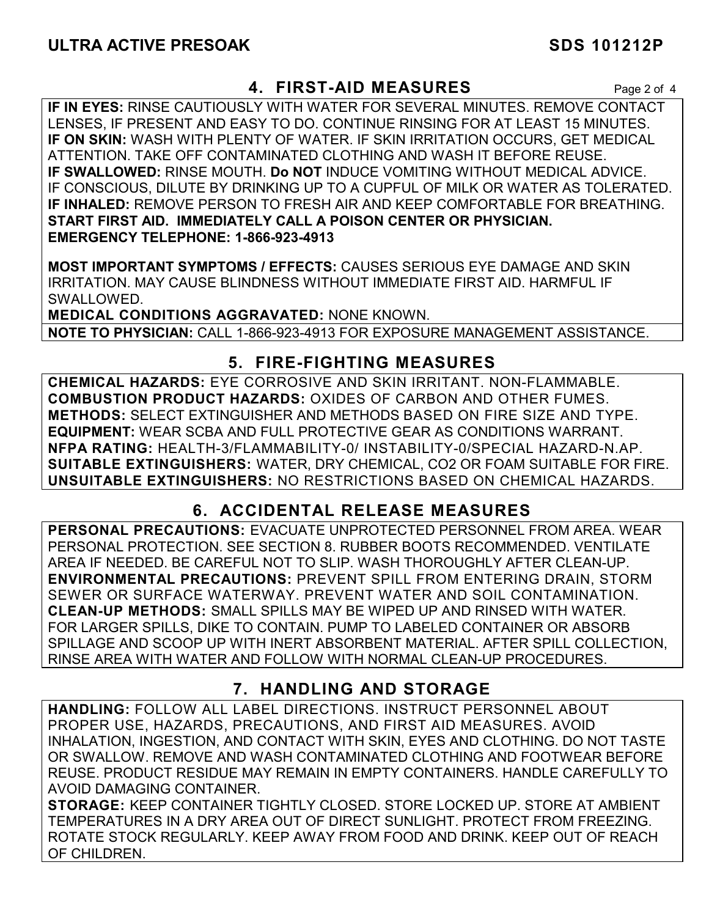## 4. FIRST-AID MEASURES

**IF IN EYES:** RINSE CAUTIOUSLY WITH WATER FOR SEVERAL MINUTES. REMOVE CONTACT LENSES, IF PRESENT AND EASY TO DO. CONTINUE RINSING FOR AT LEAST 15 MINUTES.
**IF ON SKIN:** WASH WITH PLENTY OF WATER. IF SKIN IRRITATION OCCURS, GET MEDICAL ATTENTION. TAKE OFF CONTAMINATED CLOTHING AND WASH IT BEFORE REUSE.
**IF SWALLOWED:** RINSE MOUTH. **Do NOT** INDUCE VOMITING WITHOUT MEDICAL ADVICE. IF CONSCIOUS, DILUTE BY DRINKING UP TO A CUPFUL OF MILK OR WATER AS TOLERATED.
**IF INHALED:** REMOVE PERSON TO FRESH AIR AND KEEP COMFORTABLE FOR BREATHING.
**START FIRST AID. IMMEDIATELY CALL A POISON CENTER OR PHYSICIAN.**
**EMERGENCY TELEPHONE: 1-866-923-4913**

**MOST IMPORTANT SYMPTOMS / EFFECTS:** CAUSES SERIOUS EYE DAMAGE AND SKIN IRRITATION. MAY CAUSE BLINDNESS WITHOUT IMMEDIATE FIRST AID. HARMFUL IF SWALLOWED.
**MEDICAL CONDITIONS AGGRAVATED:** NONE KNOWN.
**NOTE TO PHYSICIAN:** CALL 1-866-923-4913 FOR EXPOSURE MANAGEMENT ASSISTANCE.

## 5. FIRE-FIGHTING MEASURES

**CHEMICAL HAZARDS:** EYE CORROSIVE AND SKIN IRRITANT. NON-FLAMMABLE.
**COMBUSTION PRODUCT HAZARDS:** OXIDES OF CARBON AND OTHER FUMES.
**METHODS:** SELECT EXTINGUISHER AND METHODS BASED ON FIRE SIZE AND TYPE.
**EQUIPMENT:** WEAR SCBA AND FULL PROTECTIVE GEAR AS CONDITIONS WARRANT.
**NFPA RATING:** HEALTH-3/FLAMMABILITY-0/ INSTABILITY-0/SPECIAL HAZARD-N.AP.
**SUITABLE EXTINGUISHERS:** WATER, DRY CHEMICAL, CO2 OR FOAM SUITABLE FOR FIRE.
**UNSUITABLE EXTINGUISHERS:** NO RESTRICTIONS BASED ON CHEMICAL HAZARDS.

## 6. ACCIDENTAL RELEASE MEASURES

**PERSONAL PRECAUTIONS:** EVACUATE UNPROTECTED PERSONNEL FROM AREA. WEAR PERSONAL PROTECTION. SEE SECTION 8. RUBBER BOOTS RECOMMENDED. VENTILATE AREA IF NEEDED. BE CAREFUL NOT TO SLIP. WASH THOROUGHLY AFTER CLEAN-UP.
**ENVIRONMENTAL PRECAUTIONS:** PREVENT SPILL FROM ENTERING DRAIN, STORM SEWER OR SURFACE WATERWAY. PREVENT WATER AND SOIL CONTAMINATION.
**CLEAN-UP METHODS:** SMALL SPILLS MAY BE WIPED UP AND RINSED WITH WATER. FOR LARGER SPILLS, DIKE TO CONTAIN. PUMP TO LABELED CONTAINER OR ABSORB SPILLAGE AND SCOOP UP WITH INERT ABSORBENT MATERIAL. AFTER SPILL COLLECTION, RINSE AREA WITH WATER AND FOLLOW WITH NORMAL CLEAN-UP PROCEDURES.

## 7. HANDLING AND STORAGE

**HANDLING:** FOLLOW ALL LABEL DIRECTIONS. INSTRUCT PERSONNEL ABOUT PROPER USE, HAZARDS, PRECAUTIONS, AND FIRST AID MEASURES. AVOID INHALATION, INGESTION, AND CONTACT WITH SKIN, EYES AND CLOTHING. DO NOT TASTE OR SWALLOW. REMOVE AND WASH CONTAMINATED CLOTHING AND FOOTWEAR BEFORE REUSE. PRODUCT RESIDUE MAY REMAIN IN EMPTY CONTAINERS. HANDLE CAREFULLY TO AVOID DAMAGING CONTAINER.
**STORAGE:** KEEP CONTAINER TIGHTLY CLOSED. STORE LOCKED UP. STORE AT AMBIENT TEMPERATURES IN A DRY AREA OUT OF DIRECT SUNLIGHT. PROTECT FROM FREEZING. ROTATE STOCK REGULARLY. KEEP AWAY FROM FOOD AND DRINK. KEEP OUT OF REACH OF CHILDREN.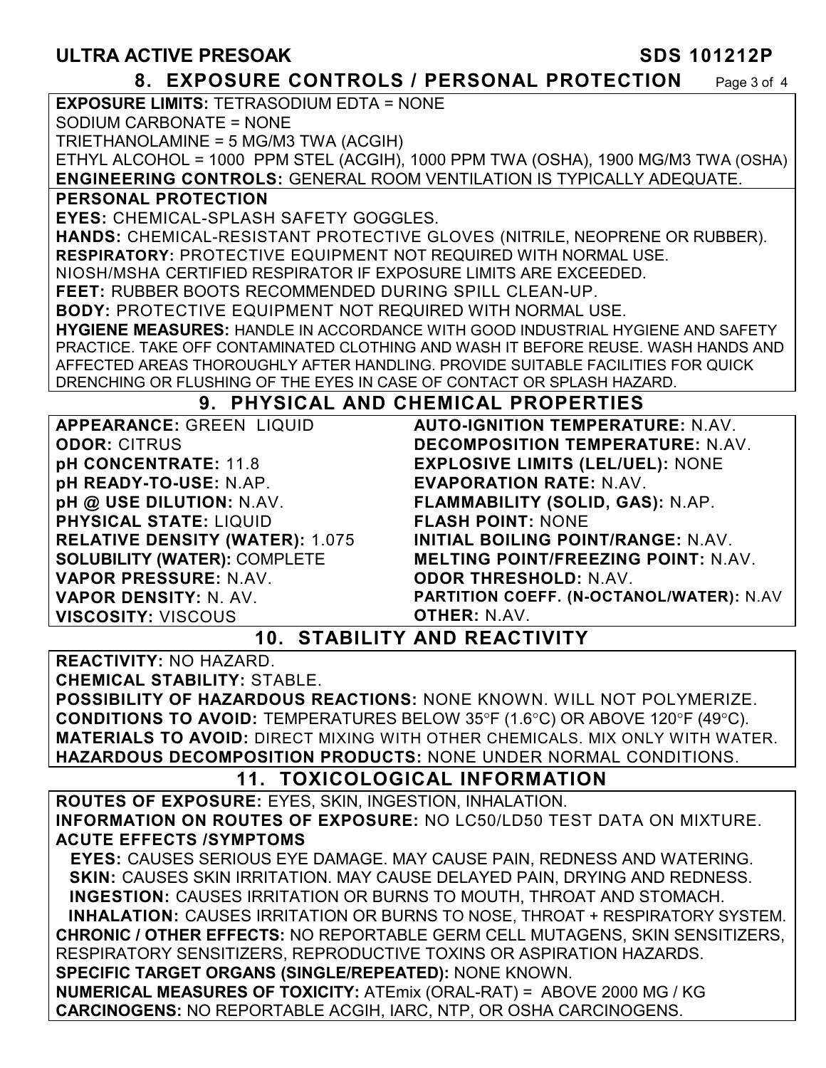## 8. EXPOSURE CONTROLS / PERSONAL PROTECTION

**EXPOSURE LIMITS:** TETRASODIUM EDTA = NONE
SODIUM CARBONATE = NONE
TRIETHANOLAMINE = 5 MG/M3 TWA (ACGIH)
ETHYL ALCOHOL = 1000 PPM STEL (ACGIH), 1000 PPM TWA (OSHA), 1900 MG/M3 TWA (OSHA)
**ENGINEERING CONTROLS:** GENERAL ROOM VENTILATION IS TYPICALLY ADEQUATE.

**PERSONAL PROTECTION**
**EYES:** CHEMICAL-SPLASH SAFETY GOGGLES.
**HANDS:** CHEMICAL-RESISTANT PROTECTIVE GLOVES (NITRILE, NEOPRENE OR RUBBER).
**RESPIRATORY:** PROTECTIVE EQUIPMENT NOT REQUIRED WITH NORMAL USE.
NIOSH/MSHA CERTIFIED RESPIRATOR IF EXPOSURE LIMITS ARE EXCEEDED.
**FEET:** RUBBER BOOTS RECOMMENDED DURING SPILL CLEAN-UP.
**BODY:** PROTECTIVE EQUIPMENT NOT REQUIRED WITH NORMAL USE.
**HYGIENE MEASURES:** HANDLE IN ACCORDANCE WITH GOOD INDUSTRIAL HYGIENE AND SAFETY PRACTICE. TAKE OFF CONTAMINATED CLOTHING AND WASH IT BEFORE REUSE. WASH HANDS AND AFFECTED AREAS THOROUGHLY AFTER HANDLING. PROVIDE SUITABLE FACILITIES FOR QUICK DRENCHING OR FLUSHING OF THE EYES IN CASE OF CONTACT OR SPLASH HAZARD.

## 9. PHYSICAL AND CHEMICAL PROPERTIES

**APPEARANCE:** GREEN LIQUID
**ODOR:** CITRUS
**pH CONCENTRATE:** 11.8
**pH READY-TO-USE:** N.AP.
**pH @ USE DILUTION:** N.AV.
**PHYSICAL STATE:** LIQUID
**RELATIVE DENSITY (WATER):** 1.075
**SOLUBILITY (WATER):** COMPLETE
**VAPOR PRESSURE:** N.AV.
**VAPOR DENSITY:** N. AV.
**VISCOSITY:** VISCOUS
**AUTO-IGNITION TEMPERATURE:** N.AV.
**DECOMPOSITION TEMPERATURE:** N.AV.
**EXPLOSIVE LIMITS (LEL/UEL):** NONE
**EVAPORATION RATE:** N.AV.
**FLAMMABILITY (SOLID, GAS):** N.AP.
**FLASH POINT:** NONE
**INITIAL BOILING POINT/RANGE:** N.AV.
**MELTING POINT/FREEZING POINT:** N.AV.
**ODOR THRESHOLD:** N.AV.
**PARTITION COEFF. (N-OCTANOL/WATER):** N.AV
**OTHER:** N.AV.

## 10. STABILITY AND REACTIVITY

**REACTIVITY:** NO HAZARD.
**CHEMICAL STABILITY:** STABLE.
**POSSIBILITY OF HAZARDOUS REACTIONS:** NONE KNOWN. WILL NOT POLYMERIZE.
**CONDITIONS TO AVOID:** TEMPERATURES BELOW 35°F (1.6°C) OR ABOVE 120°F (49°C).
**MATERIALS TO AVOID:** DIRECT MIXING WITH OTHER CHEMICALS. MIX ONLY WITH WATER.
**HAZARDOUS DECOMPOSITION PRODUCTS:** NONE UNDER NORMAL CONDITIONS.

## 11. TOXICOLOGICAL INFORMATION

**ROUTES OF EXPOSURE:** EYES, SKIN, INGESTION, INHALATION.
**INFORMATION ON ROUTES OF EXPOSURE:** NO LC50/LD50 TEST DATA ON MIXTURE.
**ACUTE EFFECTS /SYMPTOMS**
**EYES:** CAUSES SERIOUS EYE DAMAGE. MAY CAUSE PAIN, REDNESS AND WATERING.
**SKIN:** CAUSES SKIN IRRITATION. MAY CAUSE DELAYED PAIN, DRYING AND REDNESS.
**INGESTION:** CAUSES IRRITATION OR BURNS TO MOUTH, THROAT AND STOMACH.
**INHALATION:** CAUSES IRRITATION OR BURNS TO NOSE, THROAT + RESPIRATORY SYSTEM.
**CHRONIC / OTHER EFFECTS:** NO REPORTABLE GERM CELL MUTAGENS, SKIN SENSITIZERS, RESPIRATORY SENSITIZERS, REPRODUCTIVE TOXINS OR ASPIRATION HAZARDS.
**SPECIFIC TARGET ORGANS (SINGLE/REPEATED):** NONE KNOWN.
**NUMERICAL MEASURES OF TOXICITY:** ATEmix (ORAL-RAT) = ABOVE 2000 MG / KG
**CARCINOGENS:** NO REPORTABLE ACGIH, IARC, NTP, OR OSHA CARCINOGENS.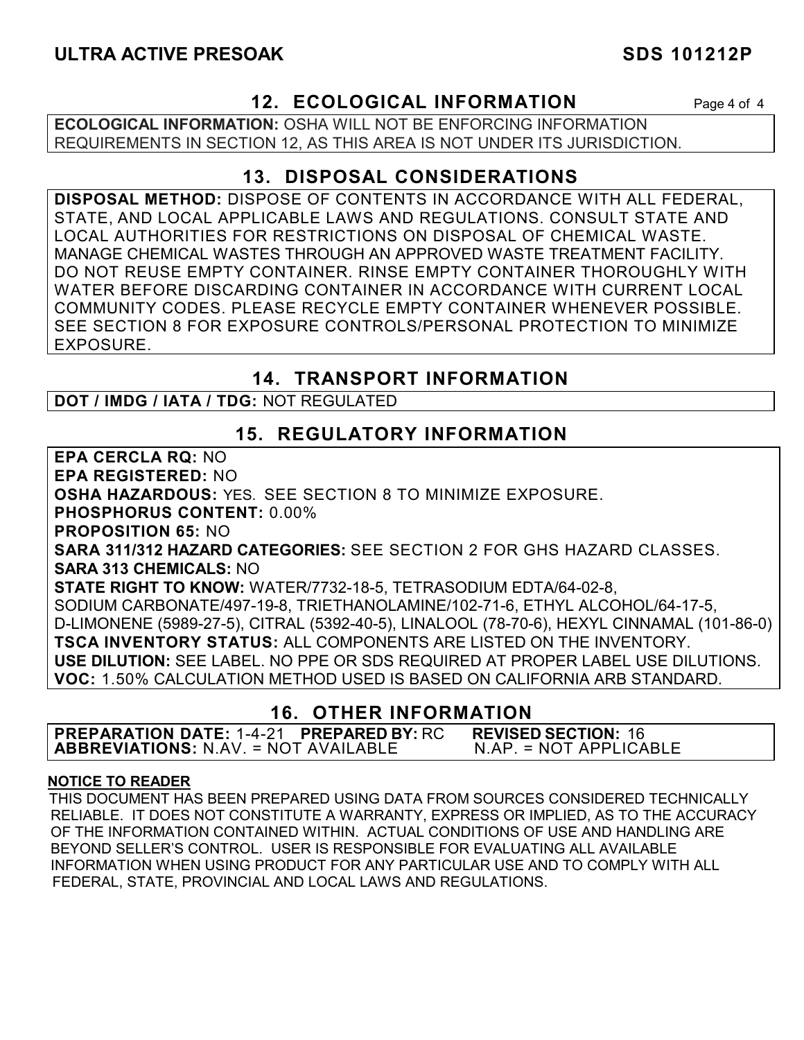## 12. ECOLOGICAL INFORMATION

**ECOLOGICAL INFORMATION:** OSHA WILL NOT BE ENFORCING INFORMATION REQUIREMENTS IN SECTION 12, AS THIS AREA IS NOT UNDER ITS JURISDICTION.

## 13. DISPOSAL CONSIDERATIONS

**DISPOSAL METHOD:** DISPOSE OF CONTENTS IN ACCORDANCE WITH ALL FEDERAL, STATE, AND LOCAL APPLICABLE LAWS AND REGULATIONS. CONSULT STATE AND LOCAL AUTHORITIES FOR RESTRICTIONS ON DISPOSAL OF CHEMICAL WASTE. MANAGE CHEMICAL WASTES THROUGH AN APPROVED WASTE TREATMENT FACILITY. DO NOT REUSE EMPTY CONTAINER. RINSE EMPTY CONTAINER THOROUGHLY WITH WATER BEFORE DISCARDING CONTAINER IN ACCORDANCE WITH CURRENT LOCAL COMMUNITY CODES. PLEASE RECYCLE EMPTY CONTAINER WHENEVER POSSIBLE. SEE SECTION 8 FOR EXPOSURE CONTROLS/PERSONAL PROTECTION TO MINIMIZE EXPOSURE.

## 14. TRANSPORT INFORMATION

**DOT / IMDG / IATA / TDG:** NOT REGULATED

## 15. REGULATORY INFORMATION

**EPA CERCLA RQ:** NO
**EPA REGISTERED:** NO
**OSHA HAZARDOUS:** YES. SEE SECTION 8 TO MINIMIZE EXPOSURE.
**PHOSPHORUS CONTENT:** 0.00%
**PROPOSITION 65:** NO
**SARA 311/312 HAZARD CATEGORIES:** SEE SECTION 2 FOR GHS HAZARD CLASSES.
**SARA 313 CHEMICALS:** NO
**STATE RIGHT TO KNOW:** WATER/7732-18-5, TETRASODIUM EDTA/64-02-8, SODIUM CARBONATE/497-19-8, TRIETHANOLAMINE/102-71-6, ETHYL ALCOHOL/64-17-5, D-LIMONENE (5989-27-5), CITRAL (5392-40-5), LINALOOL (78-70-6), HEXYL CINNAMAL (101-86-0)
**TSCA INVENTORY STATUS:** ALL COMPONENTS ARE LISTED ON THE INVENTORY.
**USE DILUTION:** SEE LABEL. NO PPE OR SDS REQUIRED AT PROPER LABEL USE DILUTIONS.
**VOC:** 1.50% CALCULATION METHOD USED IS BASED ON CALIFORNIA ARB STANDARD.

## 16. OTHER INFORMATION

**PREPARATION DATE:** 1-4-21 **PREPARED BY:** RC **REVISED SECTION:** 16
**ABBREVIATIONS:** N.AV. = NOT AVAILABLE N.AP. = NOT APPLICABLE

**NOTICE TO READER**

THIS DOCUMENT HAS BEEN PREPARED USING DATA FROM SOURCES CONSIDERED TECHNICALLY RELIABLE. IT DOES NOT CONSTITUTE A WARRANTY, EXPRESS OR IMPLIED, AS TO THE ACCURACY OF THE INFORMATION CONTAINED WITHIN. ACTUAL CONDITIONS OF USE AND HANDLING ARE BEYOND SELLER'S CONTROL. USER IS RESPONSIBLE FOR EVALUATING ALL AVAILABLE INFORMATION WHEN USING PRODUCT FOR ANY PARTICULAR USE AND TO COMPLY WITH ALL FEDERAL, STATE, PROVINCIAL AND LOCAL LAWS AND REGULATIONS.